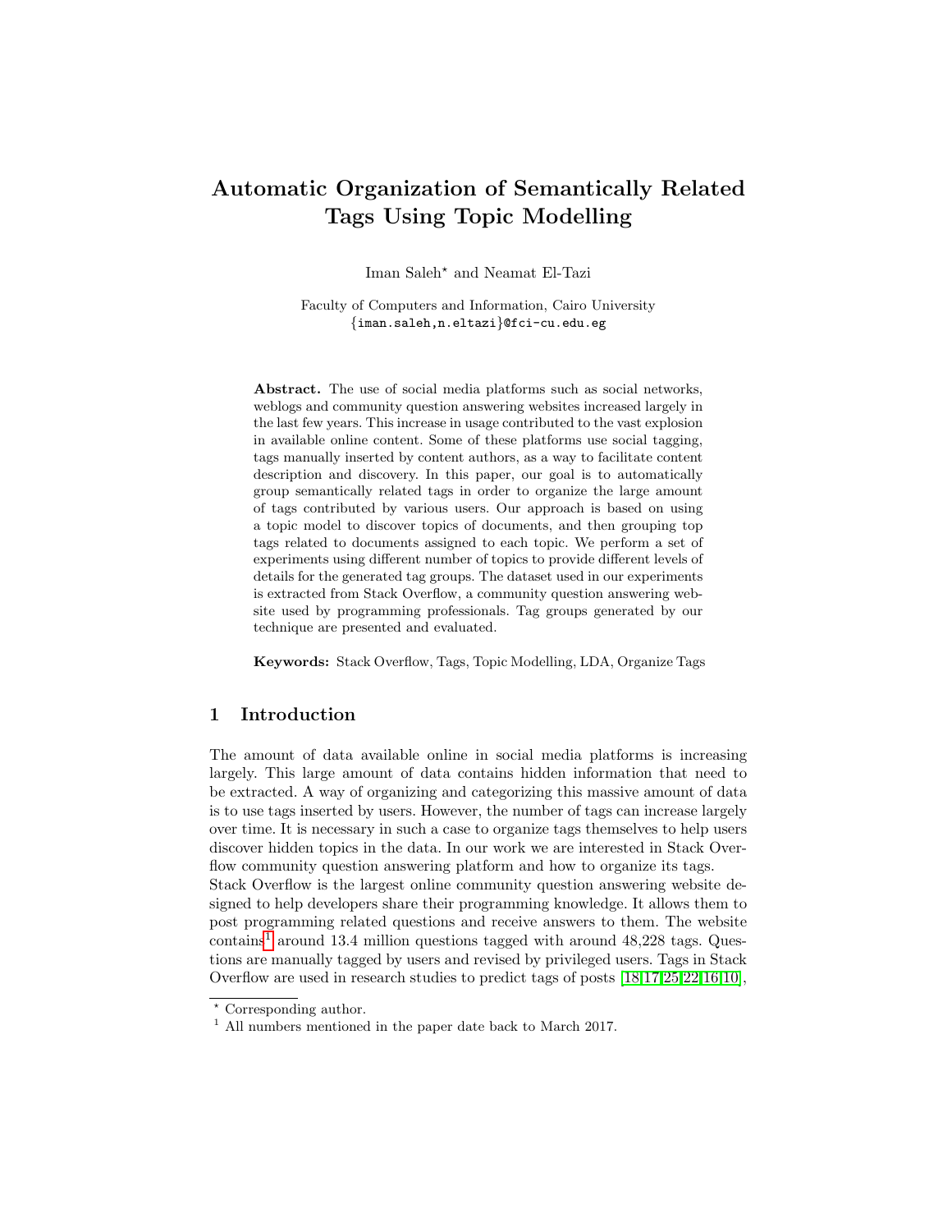# Automatic Organization of Semantically Related Tags Using Topic Modelling

Iman Saleh* and Neamat El-Tazi

Faculty of Computers and Information, Cairo University
{iman.saleh,n.eltazi}@fci-cu.edu.eg

**Abstract.** The use of social media platforms such as social networks, weblogs and community question answering websites increased largely in the last few years. This increase in usage contributed to the vast explosion in available online content. Some of these platforms use social tagging, tags manually inserted by content authors, as a way to facilitate content description and discovery. In this paper, our goal is to automatically group semantically related tags in order to organize the large amount of tags contributed by various users. Our approach is based on using a topic model to discover topics of documents, and then grouping top tags related to documents assigned to each topic. We perform a set of experiments using different number of topics to provide different levels of details for the generated tag groups. The dataset used in our experiments is extracted from Stack Overflow, a community question answering website used by programming professionals. Tag groups generated by our technique are presented and evaluated.

**Keywords:** Stack Overflow, Tags, Topic Modelling, LDA, Organize Tags

## 1 Introduction

The amount of data available online in social media platforms is increasing largely. This large amount of data contains hidden information that need to be extracted. A way of organizing and categorizing this massive amount of data is to use tags inserted by users. However, the number of tags can increase largely over time. It is necessary in such a case to organize tags themselves to help users discover hidden topics in the data. In our work we are interested in Stack Overflow community question answering platform and how to organize its tags.
Stack Overflow is the largest online community question answering website designed to help developers share their programming knowledge. It allows them to post programming related questions and receive answers to them. The website contains[1] around 13.4 million questions tagged with around 48,228 tags. Questions are manually tagged by users and revised by privileged users. Tags in Stack Overflow are used in research studies to predict tags of posts [18,17,25,22,16,10],

* Corresponding author.
[1] All numbers mentioned in the paper date back to March 2017.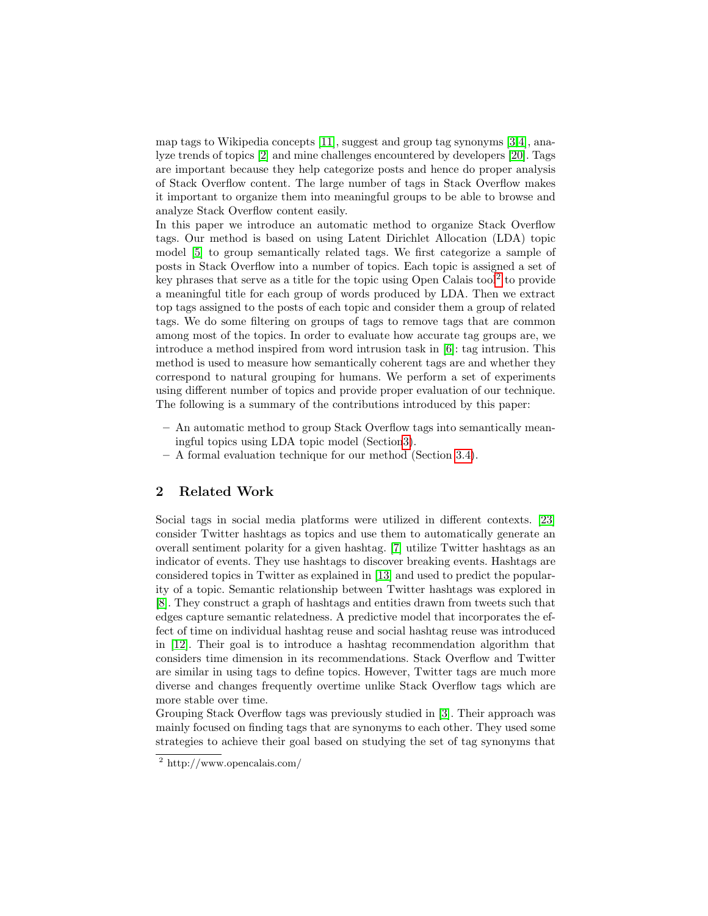map tags to Wikipedia concepts [11], suggest and group tag synonyms [3,4], analyze trends of topics [2] and mine challenges encountered by developers [20]. Tags are important because they help categorize posts and hence do proper analysis of Stack Overflow content. The large number of tags in Stack Overflow makes it important to organize them into meaningful groups to be able to browse and analyze Stack Overflow content easily.

In this paper we introduce an automatic method to organize Stack Overflow tags. Our method is based on using Latent Dirichlet Allocation (LDA) topic model [5] to group semantically related tags. We first categorize a sample of posts in Stack Overflow into a number of topics. Each topic is assigned a set of key phrases that serve as a title for the topic using Open Calais tool[2] to provide a meaningful title for each group of words produced by LDA. Then we extract top tags assigned to the posts of each topic and consider them a group of related tags. We do some filtering on groups of tags to remove tags that are common among most of the topics. In order to evaluate how accurate tag groups are, we introduce a method inspired from word intrusion task in [6]: tag intrusion. This method is used to measure how semantically coherent tags are and whether they correspond to natural grouping for humans. We perform a set of experiments using different number of topics and provide proper evaluation of our technique. The following is a summary of the contributions introduced by this paper:

- An automatic method to group Stack Overflow tags into semantically meaningful topics using LDA topic model (Section3).
- A formal evaluation technique for our method (Section 3.4).

## 2 Related Work

Social tags in social media platforms were utilized in different contexts. [23] consider Twitter hashtags as topics and use them to automatically generate an overall sentiment polarity for a given hashtag. [7] utilize Twitter hashtags as an indicator of events. They use hashtags to discover breaking events. Hashtags are considered topics in Twitter as explained in [13] and used to predict the popularity of a topic. Semantic relationship between Twitter hashtags was explored in [8]. They construct a graph of hashtags and entities drawn from tweets such that edges capture semantic relatedness. A predictive model that incorporates the effect of time on individual hashtag reuse and social hashtag reuse was introduced in [12]. Their goal is to introduce a hashtag recommendation algorithm that considers time dimension in its recommendations. Stack Overflow and Twitter are similar in using tags to define topics. However, Twitter tags are much more diverse and changes frequently overtime unlike Stack Overflow tags which are more stable over time.

Grouping Stack Overflow tags was previously studied in [3]. Their approach was mainly focused on finding tags that are synonyms to each other. They used some strategies to achieve their goal based on studying the set of tag synonyms that

[2] http://www.opencalais.com/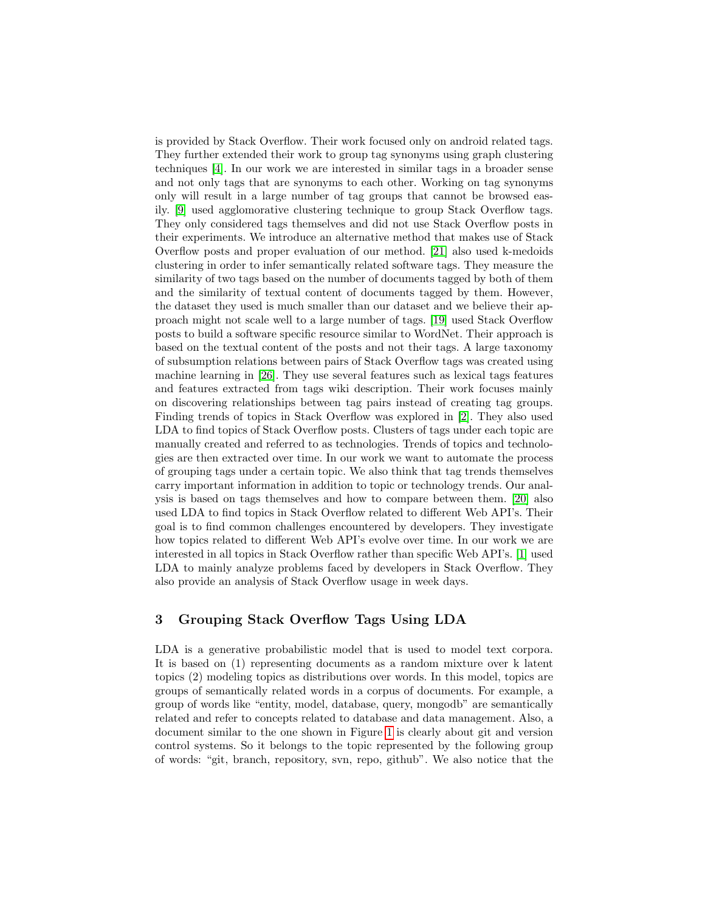is provided by Stack Overflow. Their work focused only on android related tags. They further extended their work to group tag synonyms using graph clustering techniques [4]. In our work we are interested in similar tags in a broader sense and not only tags that are synonyms to each other. Working on tag synonyms only will result in a large number of tag groups that cannot be browsed easily. [9] used agglomorative clustering technique to group Stack Overflow tags. They only considered tags themselves and did not use Stack Overflow posts in their experiments. We introduce an alternative method that makes use of Stack Overflow posts and proper evaluation of our method. [21] also used k-medoids clustering in order to infer semantically related software tags. They measure the similarity of two tags based on the number of documents tagged by both of them and the similarity of textual content of documents tagged by them. However, the dataset they used is much smaller than our dataset and we believe their approach might not scale well to a large number of tags. [19] used Stack Overflow posts to build a software specific resource similar to WordNet. Their approach is based on the textual content of the posts and not their tags. A large taxonomy of subsumption relations between pairs of Stack Overflow tags was created using machine learning in [26]. They use several features such as lexical tags features and features extracted from tags wiki description. Their work focuses mainly on discovering relationships between tag pairs instead of creating tag groups. Finding trends of topics in Stack Overflow was explored in [2]. They also used LDA to find topics of Stack Overflow posts. Clusters of tags under each topic are manually created and referred to as technologies. Trends of topics and technologies are then extracted over time. In our work we want to automate the process of grouping tags under a certain topic. We also think that tag trends themselves carry important information in addition to topic or technology trends. Our analysis is based on tags themselves and how to compare between them. [20] also used LDA to find topics in Stack Overflow related to different Web API's. Their goal is to find common challenges encountered by developers. They investigate how topics related to different Web API's evolve over time. In our work we are interested in all topics in Stack Overflow rather than specific Web API's. [1] used LDA to mainly analyze problems faced by developers in Stack Overflow. They also provide an analysis of Stack Overflow usage in week days.

## 3 Grouping Stack Overflow Tags Using LDA

LDA is a generative probabilistic model that is used to model text corpora. It is based on (1) representing documents as a random mixture over k latent topics (2) modeling topics as distributions over words. In this model, topics are groups of semantically related words in a corpus of documents. For example, a group of words like "entity, model, database, query, mongodb" are semantically related and refer to concepts related to database and data management. Also, a document similar to the one shown in Figure 1 is clearly about git and version control systems. So it belongs to the topic represented by the following group of words: "git, branch, repository, svn, repo, github". We also notice that the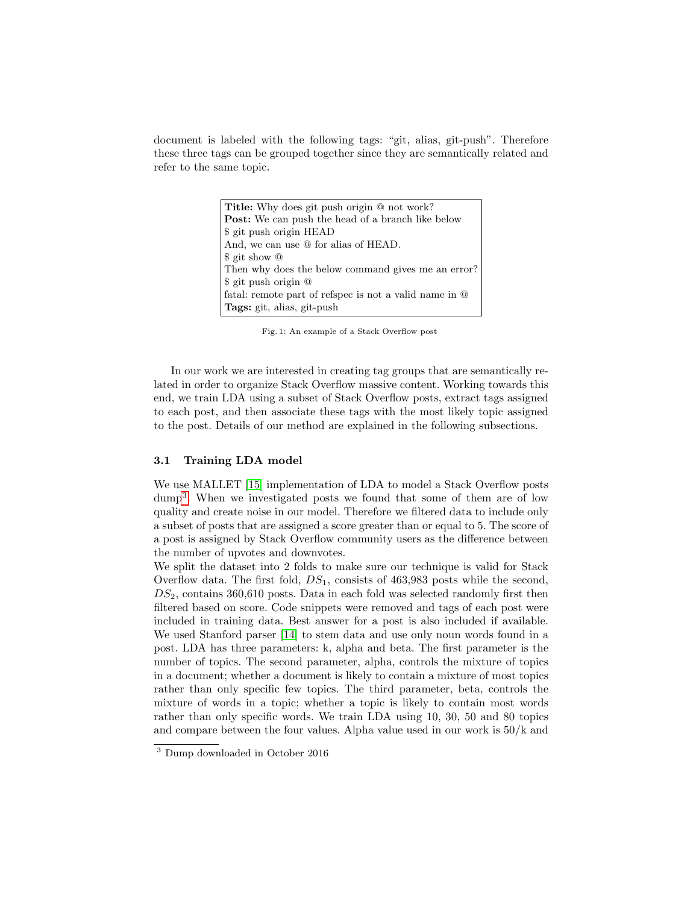document is labeled with the following tags: "git, alias, git-push". Therefore these three tags can be grouped together since they are semantically related and refer to the same topic.

> **Title:** Why does git push origin @ not work?
> **Post:** We can push the head of a branch like below
> $ git push origin HEAD
> And, we can use @ for alias of HEAD.
> $ git show @
> Then why does the below command gives me an error?
> $ git push origin @
> fatal: remote part of refspec is not a valid name in @
> **Tags:** git, alias, git-push

Fig. 1: An example of a Stack Overflow post

In our work we are interested in creating tag groups that are semantically related in order to organize Stack Overflow massive content. Working towards this end, we train LDA using a subset of Stack Overflow posts, extract tags assigned to each post, and then associate these tags with the most likely topic assigned to the post. Details of our method are explained in the following subsections.

### 3.1 Training LDA model

We use MALLET [15] implementation of LDA to model a Stack Overflow posts dump[3]. When we investigated posts we found that some of them are of low quality and create noise in our model. Therefore we filtered data to include only a subset of posts that are assigned a score greater than or equal to 5. The score of a post is assigned by Stack Overflow community users as the difference between the number of upvotes and downvotes.

We split the dataset into 2 folds to make sure our technique is valid for Stack Overflow data. The first fold, $DS_1$, consists of 463,983 posts while the second, $DS_2$, contains 360,610 posts. Data in each fold was selected randomly first then filtered based on score. Code snippets were removed and tags of each post were included in training data. Best answer for a post is also included if available. We used Stanford parser [14] to stem data and use only noun words found in a post. LDA has three parameters: k, alpha and beta. The first parameter is the number of topics. The second parameter, alpha, controls the mixture of topics in a document; whether a document is likely to contain a mixture of most topics rather than only specific few topics. The third parameter, beta, controls the mixture of words in a topic; whether a topic is likely to contain most words rather than only specific words. We train LDA using 10, 30, 50 and 80 topics and compare between the four values. Alpha value used in our work is 50/k and

[3] Dump downloaded in October 2016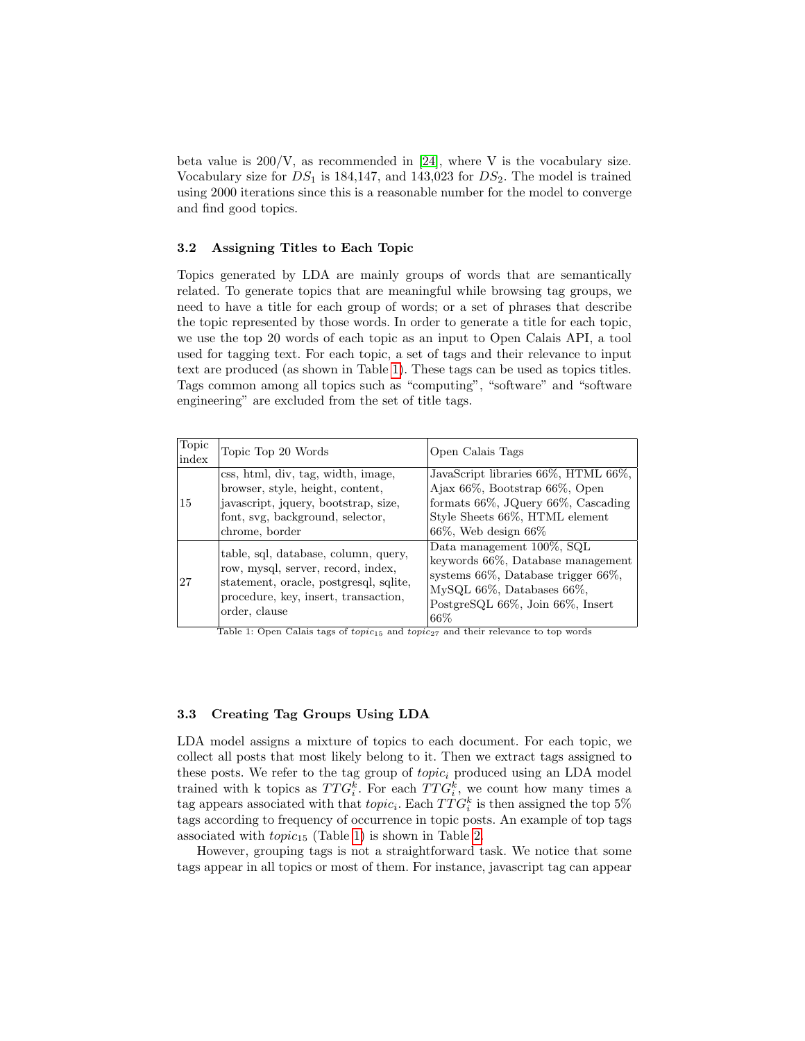beta value is 200/V, as recommended in [24], where V is the vocabulary size. Vocabulary size for $DS_1$ is 184,147, and 143,023 for $DS_2$. The model is trained using 2000 iterations since this is a reasonable number for the model to converge and find good topics.

### 3.2 Assigning Titles to Each Topic

Topics generated by LDA are mainly groups of words that are semantically related. To generate topics that are meaningful while browsing tag groups, we need to have a title for each group of words; or a set of phrases that describe the topic represented by those words. In order to generate a title for each topic, we use the top 20 words of each topic as an input to Open Calais API, a tool used for tagging text. For each topic, a set of tags and their relevance to input text are produced (as shown in Table 1). These tags can be used as topics titles. Tags common among all topics such as "computing", "software" and "software engineering" are excluded from the set of title tags.

| Topic index | Topic Top 20 Words | Open Calais Tags |
|---|---|---|
| 15 | css, html, div, tag, width, image, browser, style, height, content, javascript, jquery, bootstrap, size, font, svg, background, selector, chrome, border | JavaScript libraries 66%, HTML 66%, Ajax 66%, Bootstrap 66%, Open formats 66%, JQuery 66%, Cascading Style Sheets 66%, HTML element 66%, Web design 66% |
| 27 | table, sql, database, column, query, row, mysql, server, record, index, statement, oracle, postgresql, sqlite, procedure, key, insert, transaction, order, clause | Data management 100%, SQL keywords 66%, Database management systems 66%, Database trigger 66%, MySQL 66%, Databases 66%, PostgreSQL 66%, Join 66%, Insert 66% |

Table 1: Open Calais tags of $topic_{15}$ and $topic_{27}$ and their relevance to top words

### 3.3 Creating Tag Groups Using LDA

LDA model assigns a mixture of topics to each document. For each topic, we collect all posts that most likely belong to it. Then we extract tags assigned to these posts. We refer to the tag group of $topic_i$ produced using an LDA model trained with k topics as $TTG_i^k$. For each $TTG_i^k$, we count how many times a tag appears associated with that $topic_i$. Each $TTG_i^k$ is then assigned the top 5% tags according to frequency of occurrence in topic posts. An example of top tags associated with $topic_{15}$ (Table 1) is shown in Table 2.

However, grouping tags is not a straightforward task. We notice that some tags appear in all topics or most of them. For instance, javascript tag can appear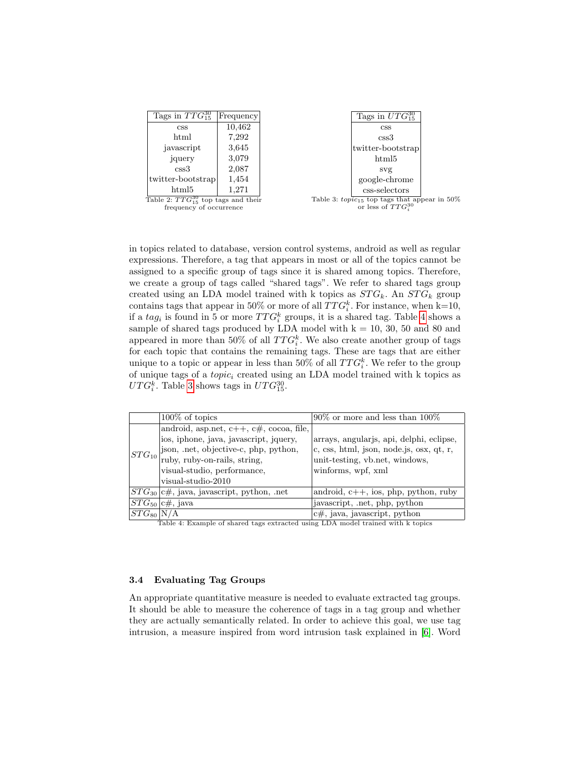| Tags in $TTG_{15}^{30}$ | Frequency |
|---|---|
| css | 10,462 |
| html | 7,292 |
| javascript | 3,645 |
| jquery | 3,079 |
| css3 | 2,087 |
| twitter-bootstrap | 1,454 |
| html5 | 1,271 |

Table 2: $TTG_{15}^{30}$ top tags and their frequency of occurrence

| Tags in $UTG_{15}^{30}$ |
|---|
| css |
| css3 |
| twitter-bootstrap |
| html5 |
| svg |
| google-chrome |
| css-selectors |

Table 3: $topic_{15}$ top tags that appear in 50% or less of $TTG_i^{30}$

in topics related to database, version control systems, android as well as regular expressions. Therefore, a tag that appears in most or all of the topics cannot be assigned to a specific group of tags since it is shared among topics. Therefore, we create a group of tags called "shared tags". We refer to shared tags group created using an LDA model trained with k topics as $STG_k$. An $STG_k$ group contains tags that appear in 50% or more of all $TTG_i^k$. For instance, when k=10, if a $tag_i$ is found in 5 or more $TTG_i^k$ groups, it is a shared tag. Table 4 shows a sample of shared tags produced by LDA model with k = 10, 30, 50 and 80 and appeared in more than 50% of all $TTG_i^k$. We also create another group of tags for each topic that contains the remaining tags. These are tags that are either unique to a topic or appear in less than 50% of all $TTG_i^k$. We refer to the group of unique tags of a $topic_i$ created using an LDA model trained with k topics as $UTG_i^k$. Table 3 shows tags in $UTG_{15}^{30}$.

| | 100% of topics | 90% or more and less than 100% |
|---|---|---|
| $STG_{10}$ | android, asp.net, c++, c#, cocoa, file, ios, iphone, java, javascript, jquery, json, .net, objective-c, php, python, ruby, ruby-on-rails, string, visual-studio, performance, visual-studio-2010 | arrays, angularjs, api, delphi, eclipse, c, css, html, json, node.js, osx, qt, r, unit-testing, vb.net, windows, winforms, wpf, xml |
| $STG_{30}$ | c#, java, javascript, python, .net | android, c++, ios, php, python, ruby |
| $STG_{50}$ | c#, java | javascript, .net, php, python |
| $STG_{80}$ | N/A | c#, java, javascript, python |

Table 4: Example of shared tags extracted using LDA model trained with k topics

### 3.4 Evaluating Tag Groups

An appropriate quantitative measure is needed to evaluate extracted tag groups. It should be able to measure the coherence of tags in a tag group and whether they are actually semantically related. In order to achieve this goal, we use tag intrusion, a measure inspired from word intrusion task explained in [6]. Word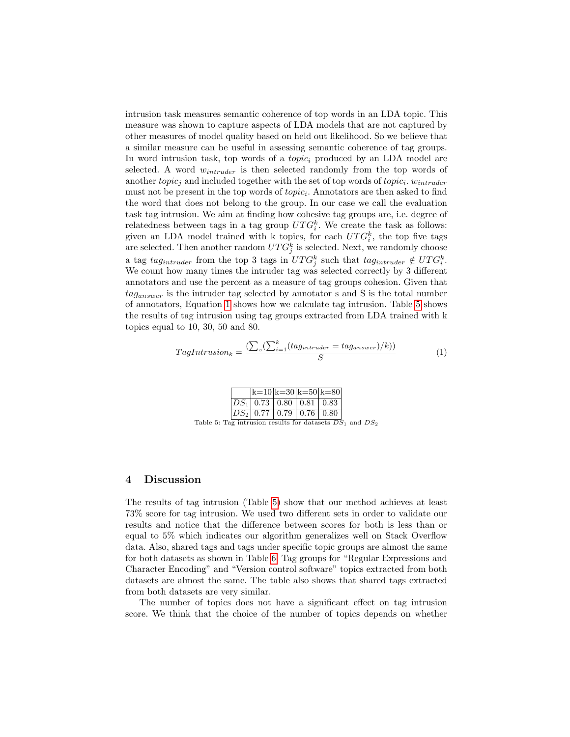intrusion task measures semantic coherence of top words in an LDA topic. This measure was shown to capture aspects of LDA models that are not captured by other measures of model quality based on held out likelihood. So we believe that a similar measure can be useful in assessing semantic coherence of tag groups. In word intrusion task, top words of a $topic_i$ produced by an LDA model are selected. A word $w_{intruder}$ is then selected randomly from the top words of another $topic_j$ and included together with the set of top words of $topic_i$. $w_{intruder}$ must not be present in the top words of $topic_i$. Annotators are then asked to find the word that does not belong to the group. In our case we call the evaluation task tag intrusion. We aim at finding how cohesive tag groups are, i.e. degree of relatedness between tags in a tag group $UTG_i^k$. We create the task as follows: given an LDA model trained with k topics, for each $UTG_i^k$, the top five tags are selected. Then another random $UTG_j^k$ is selected. Next, we randomly choose a tag $tag_{intruder}$ from the top 3 tags in $UTG_j^k$ such that $tag_{intruder} \notin UTG_i^k$. We count how many times the intruder tag was selected correctly by 3 different annotators and use the percent as a measure of tag groups cohesion. Given that $tag_{answer}$ is the intruder tag selected by annotator s and S is the total number of annotators, Equation 1 shows how we calculate tag intrusion. Table 5 shows the results of tag intrusion using tag groups extracted from LDA trained with k topics equal to 10, 30, 50 and 80.

$$TagIntrusion_k = \frac{(\sum_s (\sum_{i=1}^{k} (tag_{intruder} = tag_{answer})/k))}{S} \tag{1}$$

| | k=10 | k=30 | k=50 | k=80 |
|---|---|---|---|---|
| $DS_1$ | 0.73 | 0.80 | 0.81 | 0.83 |
| $DS_2$ | 0.77 | 0.79 | 0.76 | 0.80 |

Table 5: Tag intrusion results for datasets $DS_1$ and $DS_2$

## 4 Discussion

The results of tag intrusion (Table 5) show that our method achieves at least 73% score for tag intrusion. We used two different sets in order to validate our results and notice that the difference between scores for both is less than or equal to 5% which indicates our algorithm generalizes well on Stack Overflow data. Also, shared tags and tags under specific topic groups are almost the same for both datasets as shown in Table 6. Tag groups for "Regular Expressions and Character Encoding" and "Version control software" topics extracted from both datasets are almost the same. The table also shows that shared tags extracted from both datasets are very similar.

The number of topics does not have a significant effect on tag intrusion score. We think that the choice of the number of topics depends on whether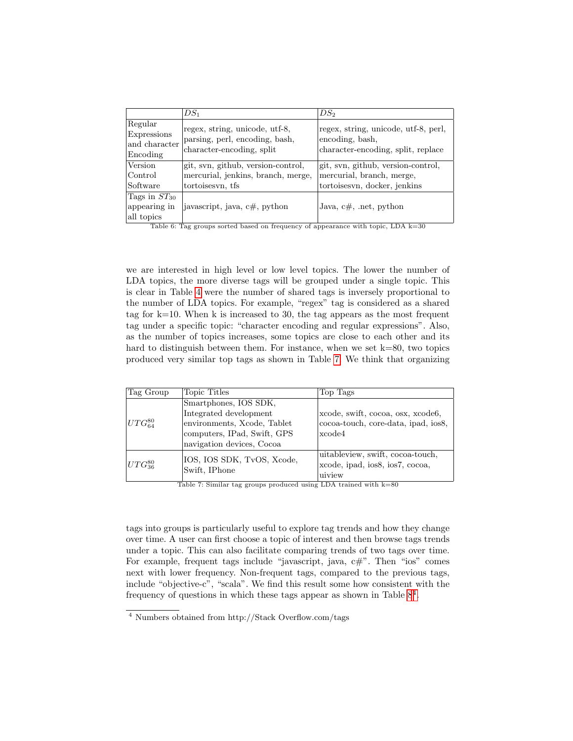| | $DS_1$ | $DS_2$ |
|---|---|---|
| Regular Expressions and character Encoding | regex, string, unicode, utf-8, parsing, perl, encoding, bash, character-encoding, split | regex, string, unicode, utf-8, perl, encoding, bash, character-encoding, split, replace |
| Version Control Software | git, svn, github, version-control, mercurial, jenkins, branch, merge, tortoisesvn, tfs | git, svn, github, version-control, mercurial, branch, merge, tortoisesvn, docker, jenkins |
| Tags in $ST_{30}$ appearing in all topics | javascript, java, c#, python | Java, c#, .net, python |

Table 6: Tag groups sorted based on frequency of appearance with topic, LDA k=30

we are interested in high level or low level topics. The lower the number of LDA topics, the more diverse tags will be grouped under a single topic. This is clear in Table 4 were the number of shared tags is inversely proportional to the number of LDA topics. For example, "regex" tag is considered as a shared tag for k=10. When k is increased to 30, the tag appears as the most frequent tag under a specific topic: "character encoding and regular expressions". Also, as the number of topics increases, some topics are close to each other and its hard to distinguish between them. For instance, when we set k=80, two topics produced very similar top tags as shown in Table 7. We think that organizing

| Tag Group | Topic Titles | Top Tags |
|---|---|---|
| $UTG_{64}^{80}$ | Smartphones, IOS SDK, Integrated development environments, Xcode, Tablet computers, IPad, Swift, GPS navigation devices, Cocoa | xcode, swift, cocoa, osx, xcode6, cocoa-touch, core-data, ipad, ios8, xcode4 |
| $UTG_{36}^{80}$ | IOS, IOS SDK, TvOS, Xcode, Swift, IPhone | uitableview, swift, cocoa-touch, xcode, ipad, ios8, ios7, cocoa, uiview |

Table 7: Similar tag groups produced using LDA trained with k=80

tags into groups is particularly useful to explore tag trends and how they change over time. A user can first choose a topic of interest and then browse tags trends under a topic. This can also facilitate comparing trends of two tags over time. For example, frequent tags include "javascript, java, c#". Then "ios" comes next with lower frequency. Non-frequent tags, compared to the previous tags, include "objective-c", "scala". We find this result some how consistent with the frequency of questions in which these tags appear as shown in Table 8[4].

[4] Numbers obtained from http://Stack Overflow.com/tags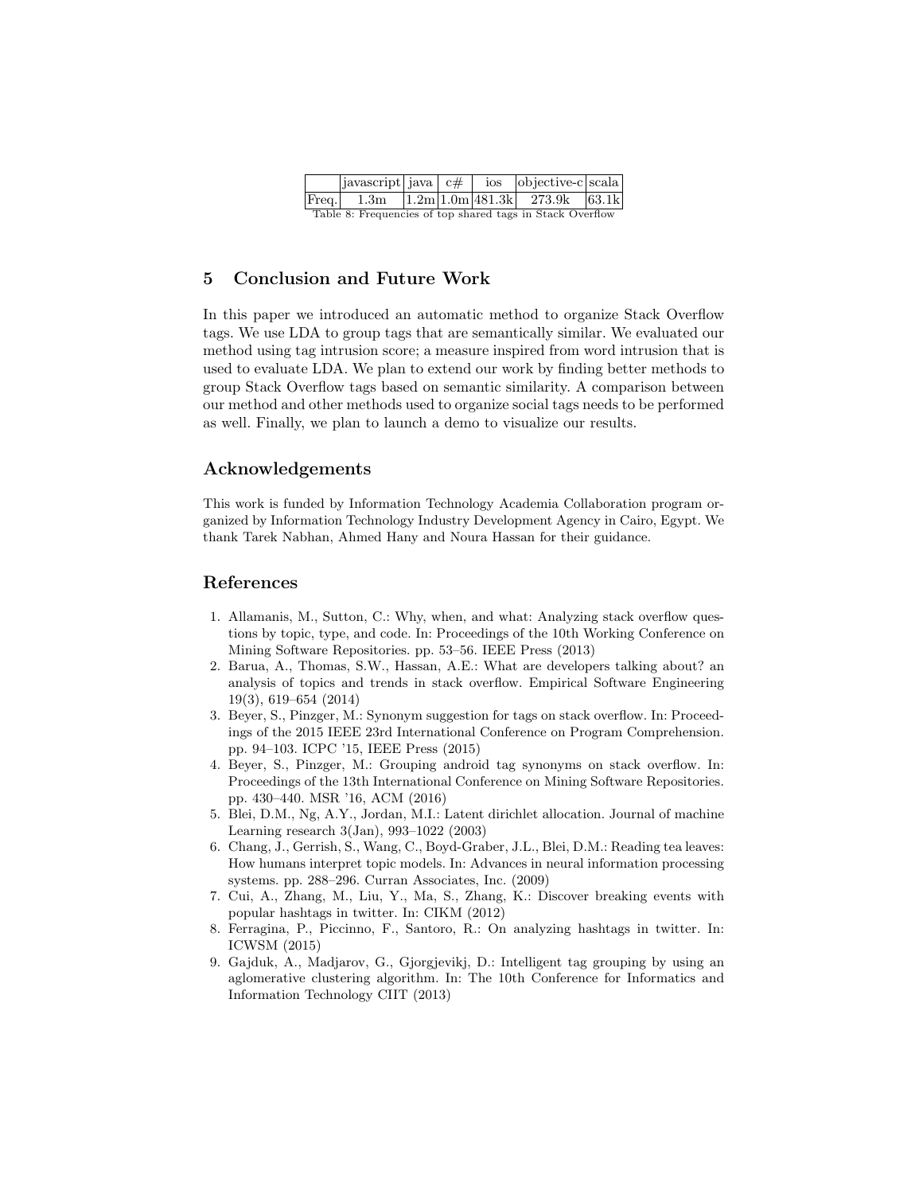|  | javascript | java | c# | ios | objective-c | scala |
| --- | --- | --- | --- | --- | --- | --- |
| Freq. | 1.3m | 1.2m | 1.0m | 481.3k | 273.9k | 63.1k |

Table 8: Frequencies of top shared tags in Stack Overflow

## 5 Conclusion and Future Work

In this paper we introduced an automatic method to organize Stack Overflow tags. We use LDA to group tags that are semantically similar. We evaluated our method using tag intrusion score; a measure inspired from word intrusion that is used to evaluate LDA. We plan to extend our work by finding better methods to group Stack Overflow tags based on semantic similarity. A comparison between our method and other methods used to organize social tags needs to be performed as well. Finally, we plan to launch a demo to visualize our results.

## Acknowledgements

This work is funded by Information Technology Academia Collaboration program organized by Information Technology Industry Development Agency in Cairo, Egypt. We thank Tarek Nabhan, Ahmed Hany and Noura Hassan for their guidance.

## References

1. Allamanis, M., Sutton, C.: Why, when, and what: Analyzing stack overflow questions by topic, type, and code. In: Proceedings of the 10th Working Conference on Mining Software Repositories. pp. 53–56. IEEE Press (2013)
2. Barua, A., Thomas, S.W., Hassan, A.E.: What are developers talking about? an analysis of topics and trends in stack overflow. Empirical Software Engineering 19(3), 619–654 (2014)
3. Beyer, S., Pinzger, M.: Synonym suggestion for tags on stack overflow. In: Proceedings of the 2015 IEEE 23rd International Conference on Program Comprehension. pp. 94–103. ICPC '15, IEEE Press (2015)
4. Beyer, S., Pinzger, M.: Grouping android tag synonyms on stack overflow. In: Proceedings of the 13th International Conference on Mining Software Repositories. pp. 430–440. MSR '16, ACM (2016)
5. Blei, D.M., Ng, A.Y., Jordan, M.I.: Latent dirichlet allocation. Journal of machine Learning research 3(Jan), 993–1022 (2003)
6. Chang, J., Gerrish, S., Wang, C., Boyd-Graber, J.L., Blei, D.M.: Reading tea leaves: How humans interpret topic models. In: Advances in neural information processing systems. pp. 288–296. Curran Associates, Inc. (2009)
7. Cui, A., Zhang, M., Liu, Y., Ma, S., Zhang, K.: Discover breaking events with popular hashtags in twitter. In: CIKM (2012)
8. Ferragina, P., Piccinno, F., Santoro, R.: On analyzing hashtags in twitter. In: ICWSM (2015)
9. Gajduk, A., Madjarov, G., Gjorgjevikj, D.: Intelligent tag grouping by using an aglomerative clustering algorithm. In: The 10th Conference for Informatics and Information Technology CIIT (2013)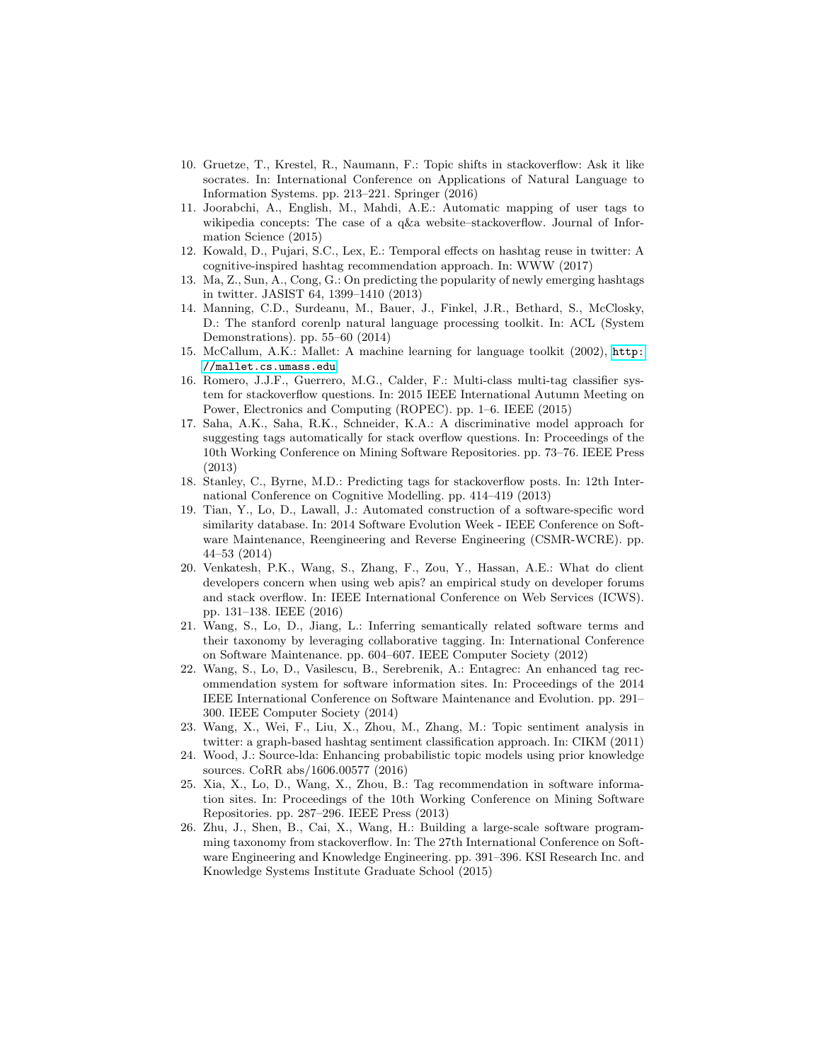10. Gruetze, T., Krestel, R., Naumann, F.: Topic shifts in stackoverflow: Ask it like socrates. In: International Conference on Applications of Natural Language to Information Systems. pp. 213–221. Springer (2016)
11. Joorabchi, A., English, M., Mahdi, A.E.: Automatic mapping of user tags to wikipedia concepts: The case of a q&a website–stackoverflow. Journal of Information Science (2015)
12. Kowald, D., Pujari, S.C., Lex, E.: Temporal effects on hashtag reuse in twitter: A cognitive-inspired hashtag recommendation approach. In: WWW (2017)
13. Ma, Z., Sun, A., Cong, G.: On predicting the popularity of newly emerging hashtags in twitter. JASIST 64, 1399–1410 (2013)
14. Manning, C.D., Surdeanu, M., Bauer, J., Finkel, J.R., Bethard, S., McClosky, D.: The stanford corenlp natural language processing toolkit. In: ACL (System Demonstrations). pp. 55–60 (2014)
15. McCallum, A.K.: Mallet: A machine learning for language toolkit (2002), `http://mallet.cs.umass.edu`
16. Romero, J.J.F., Guerrero, M.G., Calder, F.: Multi-class multi-tag classifier system for stackoverflow questions. In: 2015 IEEE International Autumn Meeting on Power, Electronics and Computing (ROPEC). pp. 1–6. IEEE (2015)
17. Saha, A.K., Saha, R.K., Schneider, K.A.: A discriminative model approach for suggesting tags automatically for stack overflow questions. In: Proceedings of the 10th Working Conference on Mining Software Repositories. pp. 73–76. IEEE Press (2013)
18. Stanley, C., Byrne, M.D.: Predicting tags for stackoverflow posts. In: 12th International Conference on Cognitive Modelling. pp. 414–419 (2013)
19. Tian, Y., Lo, D., Lawall, J.: Automated construction of a software-specific word similarity database. In: 2014 Software Evolution Week - IEEE Conference on Software Maintenance, Reengineering and Reverse Engineering (CSMR-WCRE). pp. 44–53 (2014)
20. Venkatesh, P.K., Wang, S., Zhang, F., Zou, Y., Hassan, A.E.: What do client developers concern when using web apis? an empirical study on developer forums and stack overflow. In: IEEE International Conference on Web Services (ICWS). pp. 131–138. IEEE (2016)
21. Wang, S., Lo, D., Jiang, L.: Inferring semantically related software terms and their taxonomy by leveraging collaborative tagging. In: International Conference on Software Maintenance. pp. 604–607. IEEE Computer Society (2012)
22. Wang, S., Lo, D., Vasilescu, B., Serebrenik, A.: Entagrec: An enhanced tag recommendation system for software information sites. In: Proceedings of the 2014 IEEE International Conference on Software Maintenance and Evolution. pp. 291–300. IEEE Computer Society (2014)
23. Wang, X., Wei, F., Liu, X., Zhou, M., Zhang, M.: Topic sentiment analysis in twitter: a graph-based hashtag sentiment classification approach. In: CIKM (2011)
24. Wood, J.: Source-lda: Enhancing probabilistic topic models using prior knowledge sources. CoRR abs/1606.00577 (2016)
25. Xia, X., Lo, D., Wang, X., Zhou, B.: Tag recommendation in software information sites. In: Proceedings of the 10th Working Conference on Mining Software Repositories. pp. 287–296. IEEE Press (2013)
26. Zhu, J., Shen, B., Cai, X., Wang, H.: Building a large-scale software programming taxonomy from stackoverflow. In: The 27th International Conference on Software Engineering and Knowledge Engineering. pp. 391–396. KSI Research Inc. and Knowledge Systems Institute Graduate School (2015)